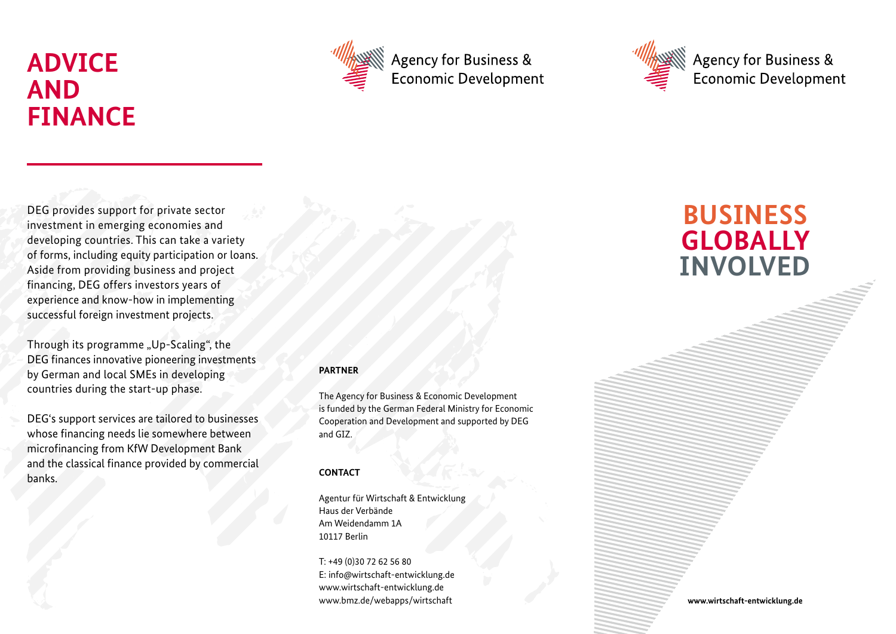# ADVICE AND FINANCE

DEG provides support for private sector investment in emerging economies and developing countries. This can take a variety of forms, including equity participation or loans. Aside from providing business and project financing, DEG offers investors years of experience and know-how in implementing successful foreign investment projects.

Through its programme „Up-Scaling“, the DEG finances innovative pioneering investments by German and local SMEs in developing countries during the start-up phase.

DEG‘s support services are tailored to businesses whose financing needs lie somewhere between microfinancing from KfW Development Bank and the classical finance provided by commercial banks.

Agency for Business & Economic Development

**PARTNER**

The Agency for Business & Economic Development is funded by the German Federal Ministry for Economic Cooperation and Development and supported by DEG and GIZ.

**CONTACT**

Agentur für Wirtschaft & Entwicklung
Haus der Verbände
Am Weidendamm 1A
10117 Berlin

T: +49 (0)30 72 62 56 80
E: info@wirtschaft-entwicklung.de
www.wirtschaft-entwicklung.de
www.bmz.de/webapps/wirtschaft

Agency for Business & Economic Development

# BUSINESS GLOBALLY INVOLVED

**www.wirtschaft-entwicklung.de**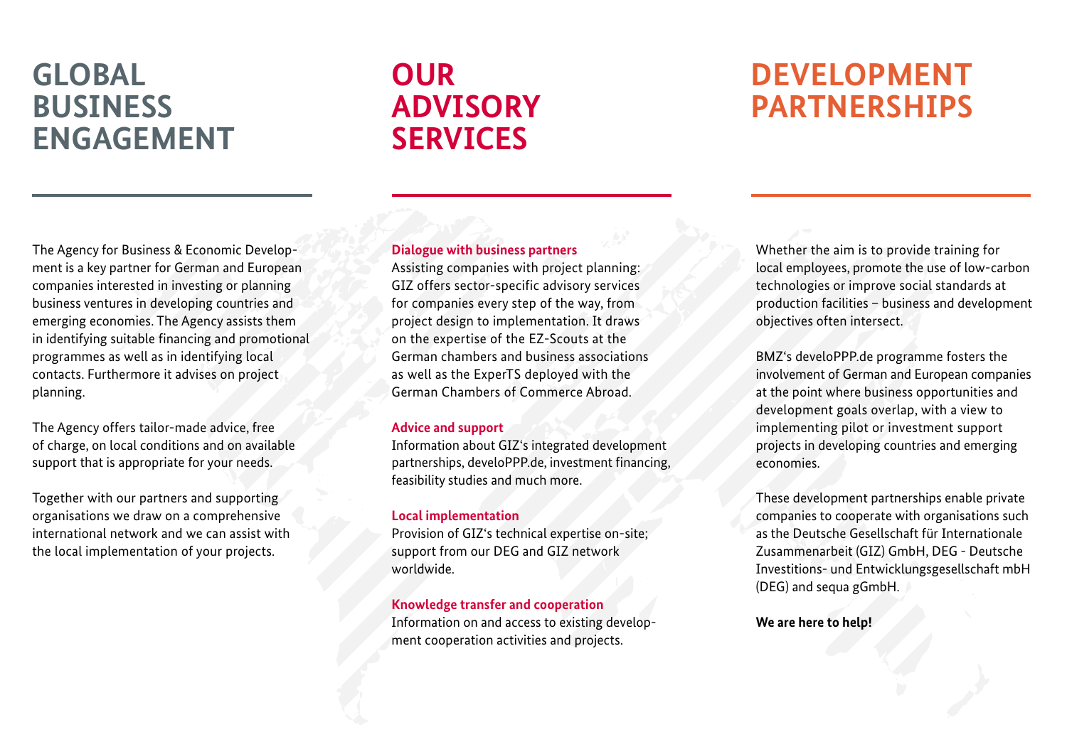# GLOBAL BUSINESS ENGAGEMENT

The Agency for Business & Economic Development is a key partner for German and European companies interested in investing or planning business ventures in developing countries and emerging economies. The Agency assists them in identifying suitable financing and promotional programmes as well as in identifying local contacts. Furthermore it advises on project planning.

The Agency offers tailor-made advice, free of charge, on local conditions and on available support that is appropriate for your needs.

Together with our partners and supporting organisations we draw on a comprehensive international network and we can assist with the local implementation of your projects.

# OUR ADVISORY SERVICES

**Dialogue with business partners**

Assisting companies with project planning: GIZ offers sector-specific advisory services for companies every step of the way, from project design to implementation. It draws on the expertise of the EZ-Scouts at the German chambers and business associations as well as the ExperTS deployed with the German Chambers of Commerce Abroad.

**Advice and support**

Information about GIZ's integrated development partnerships, develoPPP.de, investment financing, feasibility studies and much more.

**Local implementation**

Provision of GIZ's technical expertise on-site; support from our DEG and GIZ network worldwide.

**Knowledge transfer and cooperation**

Information on and access to existing development cooperation activities and projects.

# DEVELOPMENT PARTNERSHIPS

Whether the aim is to provide training for local employees, promote the use of low-carbon technologies or improve social standards at production facilities – business and development objectives often intersect.

BMZ's develoPPP.de programme fosters the involvement of German and European companies at the point where business opportunities and development goals overlap, with a view to implementing pilot or investment support projects in developing countries and emerging economies.

These development partnerships enable private companies to cooperate with organisations such as the Deutsche Gesellschaft für Internationale Zusammenarbeit (GIZ) GmbH, DEG - Deutsche Investitions- und Entwicklungsgesellschaft mbH (DEG) and sequa gGmbH.

**We are here to help!**